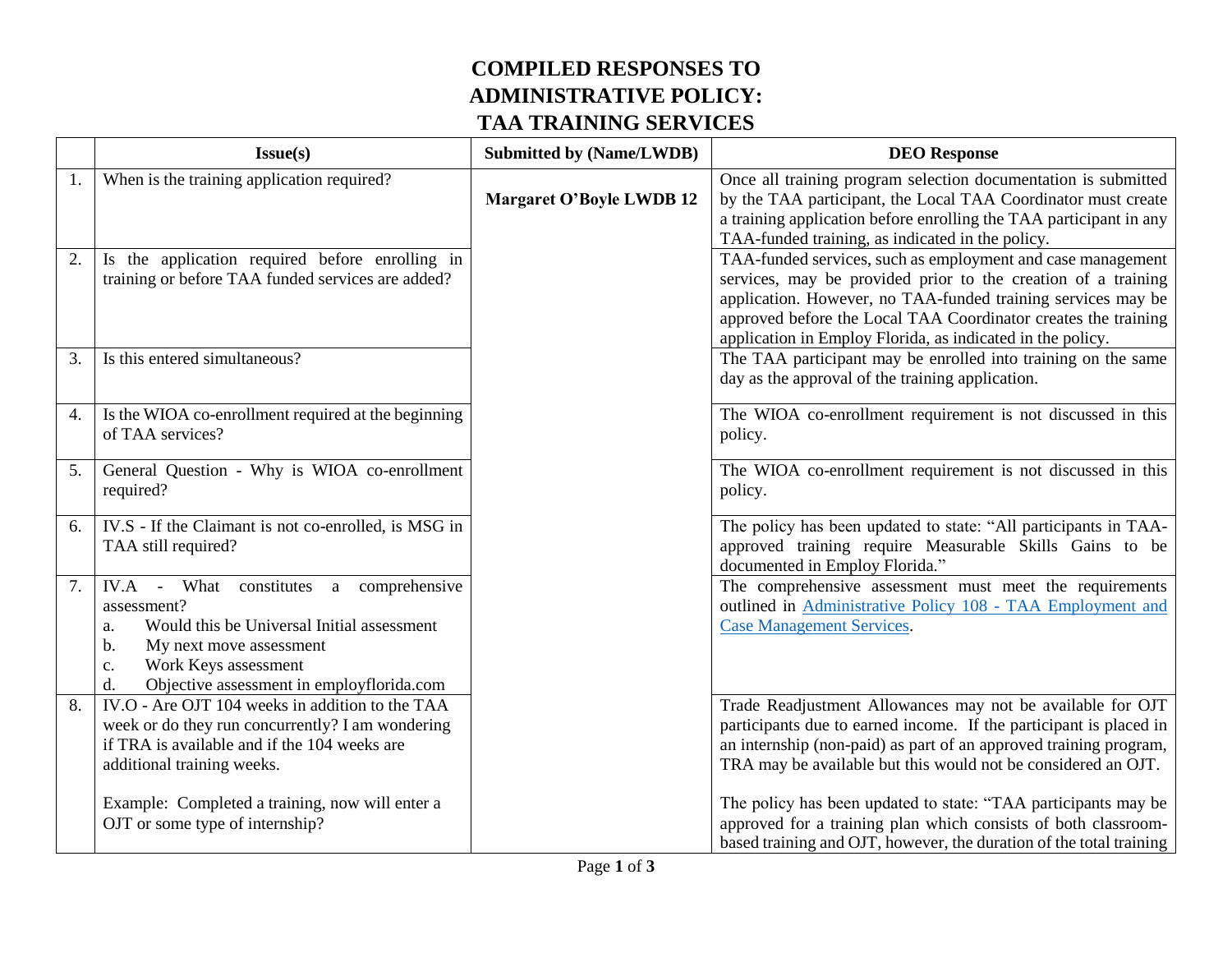# COMPILED RESPONSES TO ADMINISTRATIVE POLICY: TAA TRAINING SERVICES

| | Issue(s) | Submitted by (Name/LWDB) | DEO Response |
|---|---|---|---|
| 1. | When is the training application required? | **Margaret O'Boyle LWDB 12** | Once all training program selection documentation is submitted by the TAA participant, the Local TAA Coordinator must create a training application before enrolling the TAA participant in any TAA-funded training, as indicated in the policy. |
| 2. | Is the application required before enrolling in training or before TAA funded services are added? | | TAA-funded services, such as employment and case management services, may be provided prior to the creation of a training application. However, no TAA-funded training services may be approved before the Local TAA Coordinator creates the training application in Employ Florida, as indicated in the policy. |
| 3. | Is this entered simultaneous? | | The TAA participant may be enrolled into training on the same day as the approval of the training application. |
| 4. | Is the WIOA co-enrollment required at the beginning of TAA services? | | The WIOA co-enrollment requirement is not discussed in this policy. |
| 5. | General Question - Why is WIOA co-enrollment required? | | The WIOA co-enrollment requirement is not discussed in this policy. |
| 6. | IV.S - If the Claimant is not co-enrolled, is MSG in TAA still required? | | The policy has been updated to state: "All participants in TAA-approved training require Measurable Skills Gains to be documented in Employ Florida." |
| 7. | IV.A - What constitutes a comprehensive assessment?<br>a. Would this be Universal Initial assessment<br>b. My next move assessment<br>c. Work Keys assessment<br>d. Objective assessment in employflorida.com | | The comprehensive assessment must meet the requirements outlined in [Administrative Policy 108 - TAA Employment and Case Management Services](). |
| 8. | IV.O - Are OJT 104 weeks in addition to the TAA week or do they run concurrently? I am wondering if TRA is available and if the 104 weeks are additional training weeks.<br><br>Example: Completed a training, now will enter a OJT or some type of internship? | | Trade Readjustment Allowances may not be available for OJT participants due to earned income. If the participant is placed in an internship (non-paid) as part of an approved training program, TRA may be available but this would not be considered an OJT.<br><br>The policy has been updated to state: "TAA participants may be approved for a training plan which consists of both classroom-based training and OJT, however, the duration of the total training |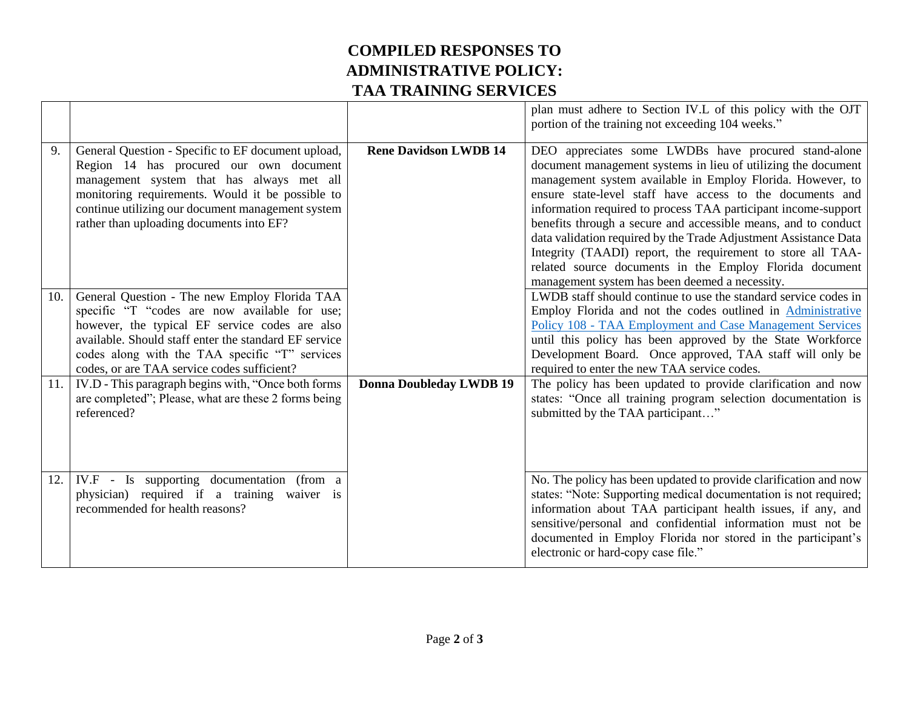# COMPILED RESPONSES TO ADMINISTRATIVE POLICY: TAA TRAINING SERVICES

| | | | |
|---|---|---|---|
| | | | plan must adhere to Section IV.L of this policy with the OJT portion of the training not exceeding 104 weeks." |
| 9. | General Question - Specific to EF document upload, Region 14 has procured our own document management system that has always met all monitoring requirements. Would it be possible to continue utilizing our document management system rather than uploading documents into EF? | **Rene Davidson LWDB 14** | DEO appreciates some LWDBs have procured stand-alone document management systems in lieu of utilizing the document management system available in Employ Florida. However, to ensure state-level staff have access to the documents and information required to process TAA participant income-support benefits through a secure and accessible means, and to conduct data validation required by the Trade Adjustment Assistance Data Integrity (TAADI) report, the requirement to store all TAA-related source documents in the Employ Florida document management system has been deemed a necessity. |
| 10. | General Question - The new Employ Florida TAA specific "T "codes are now available for use; however, the typical EF service codes are also available. Should staff enter the standard EF service codes along with the TAA specific "T" services codes, or are TAA service codes sufficient? | | LWDB staff should continue to use the standard service codes in Employ Florida and not the codes outlined in Administrative Policy 108 - TAA Employment and Case Management Services until this policy has been approved by the State Workforce Development Board. Once approved, TAA staff will only be required to enter the new TAA service codes. |
| 11. | IV.D - This paragraph begins with, "Once both forms are completed"; Please, what are these 2 forms being referenced? | **Donna Doubleday LWDB 19** | The policy has been updated to provide clarification and now states: "Once all training program selection documentation is submitted by the TAA participant…" |
| 12. | IV.F - Is supporting documentation (from a physician) required if a training waiver is recommended for health reasons? | | No. The policy has been updated to provide clarification and now states: "Note: Supporting medical documentation is not required; information about TAA participant health issues, if any, and sensitive/personal and confidential information must not be documented in Employ Florida nor stored in the participant's electronic or hard-copy case file." |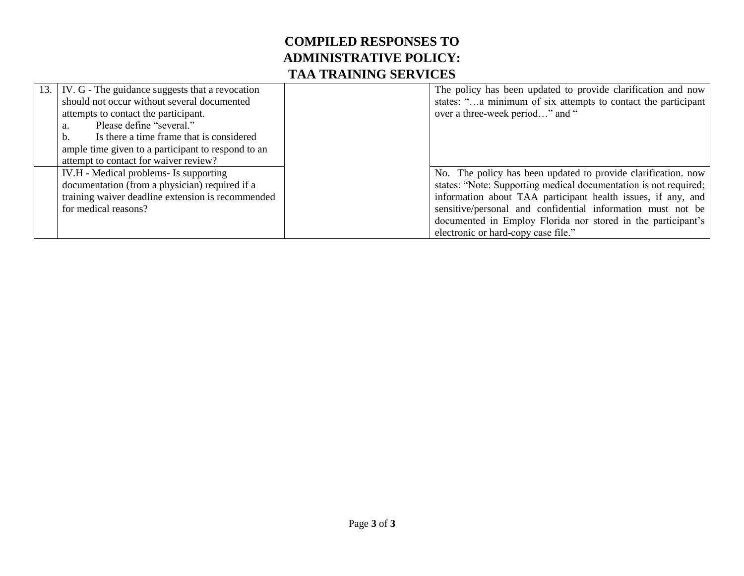# COMPILED RESPONSES TO ADMINISTRATIVE POLICY: TAA TRAINING SERVICES

| | | | |
|---|---|---|---|
| 13. | IV. G - The guidance suggests that a revocation should not occur without several documented attempts to contact the participant.<br>a. Please define "several."<br>b. Is there a time frame that is considered ample time given to a participant to respond to an attempt to contact for waiver review? | | The policy has been updated to provide clarification and now states: "…a minimum of six attempts to contact the participant over a three-week period…" and " |
| | IV.H - Medical problems- Is supporting documentation (from a physician) required if a training waiver deadline extension is recommended for medical reasons? | | No. The policy has been updated to provide clarification. now states: "Note: Supporting medical documentation is not required; information about TAA participant health issues, if any, and sensitive/personal and confidential information must not be documented in Employ Florida nor stored in the participant's electronic or hard-copy case file." |